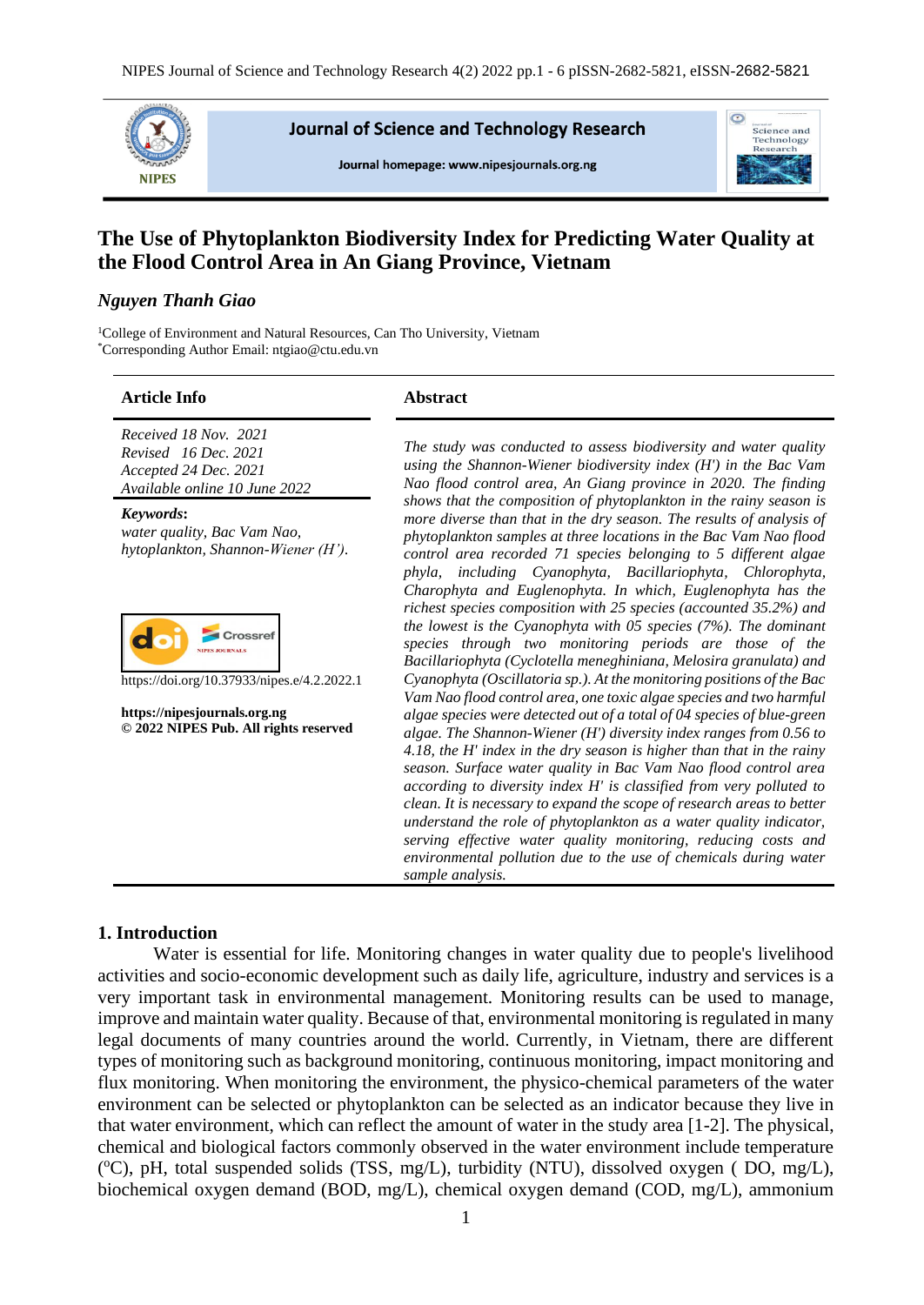# The Use of Phytoplankton Biodiversity Index for Predicting Water Quality at the Flood Control Area in An Giang Province, Vietnam

***Nguyen Thanh Giao***

[1]College of Environment and Natural Resources, Can Tho University, Vietnam
[*]Corresponding Author Email: ntgiao@ctu.edu.vn

## Article Info

*Received 18 Nov. 2021*
*Revised 16 Dec. 2021*
*Accepted 24 Dec. 2021*
*Available online 10 June 2022*

***Keywords*****:**
*water quality, Bac Vam Nao, hytoplankton, Shannon-Wiener (H').*

https://doi.org/10.37933/nipes.e/4.2.2022.1

**https://nipesjournals.org.ng**
**© 2022 NIPES Pub. All rights reserved**

## Abstract

*The study was conducted to assess biodiversity and water quality using the Shannon-Wiener biodiversity index (H') in the Bac Vam Nao flood control area, An Giang province in 2020. The finding shows that the composition of phytoplankton in the rainy season is more diverse than that in the dry season. The results of analysis of phytoplankton samples at three locations in the Bac Vam Nao flood control area recorded 71 species belonging to 5 different algae phyla, including Cyanophyta, Bacillariophyta, Chlorophyta, Charophyta and Euglenophyta. In which, Euglenophyta has the richest species composition with 25 species (accounted 35.2%) and the lowest is the Cyanophyta with 05 species (7%). The dominant species through two monitoring periods are those of the Bacillariophyta (Cyclotella meneghiniana, Melosira granulata) and Cyanophyta (Oscillatoria sp.). At the monitoring positions of the Bac Vam Nao flood control area, one toxic algae species and two harmful algae species were detected out of a total of 04 species of blue-green algae. The Shannon-Wiener (H') diversity index ranges from 0.56 to 4.18, the H' index in the dry season is higher than that in the rainy season. Surface water quality in Bac Vam Nao flood control area according to diversity index H' is classified from very polluted to clean. It is necessary to expand the scope of research areas to better understand the role of phytoplankton as a water quality indicator, serving effective water quality monitoring, reducing costs and environmental pollution due to the use of chemicals during water sample analysis.*

## 1. Introduction

Water is essential for life. Monitoring changes in water quality due to people's livelihood activities and socio-economic development such as daily life, agriculture, industry and services is a very important task in environmental management. Monitoring results can be used to manage, improve and maintain water quality. Because of that, environmental monitoring is regulated in many legal documents of many countries around the world. Currently, in Vietnam, there are different types of monitoring such as background monitoring, continuous monitoring, impact monitoring and flux monitoring. When monitoring the environment, the physico-chemical parameters of the water environment can be selected or phytoplankton can be selected as an indicator because they live in that water environment, which can reflect the amount of water in the study area [1-2]. The physical, chemical and biological factors commonly observed in the water environment include temperature ($^oC$), pH, total suspended solids (TSS, mg/L), turbidity (NTU), dissolved oxygen ( DO, mg/L), biochemical oxygen demand (BOD, mg/L), chemical oxygen demand (COD, mg/L), ammonium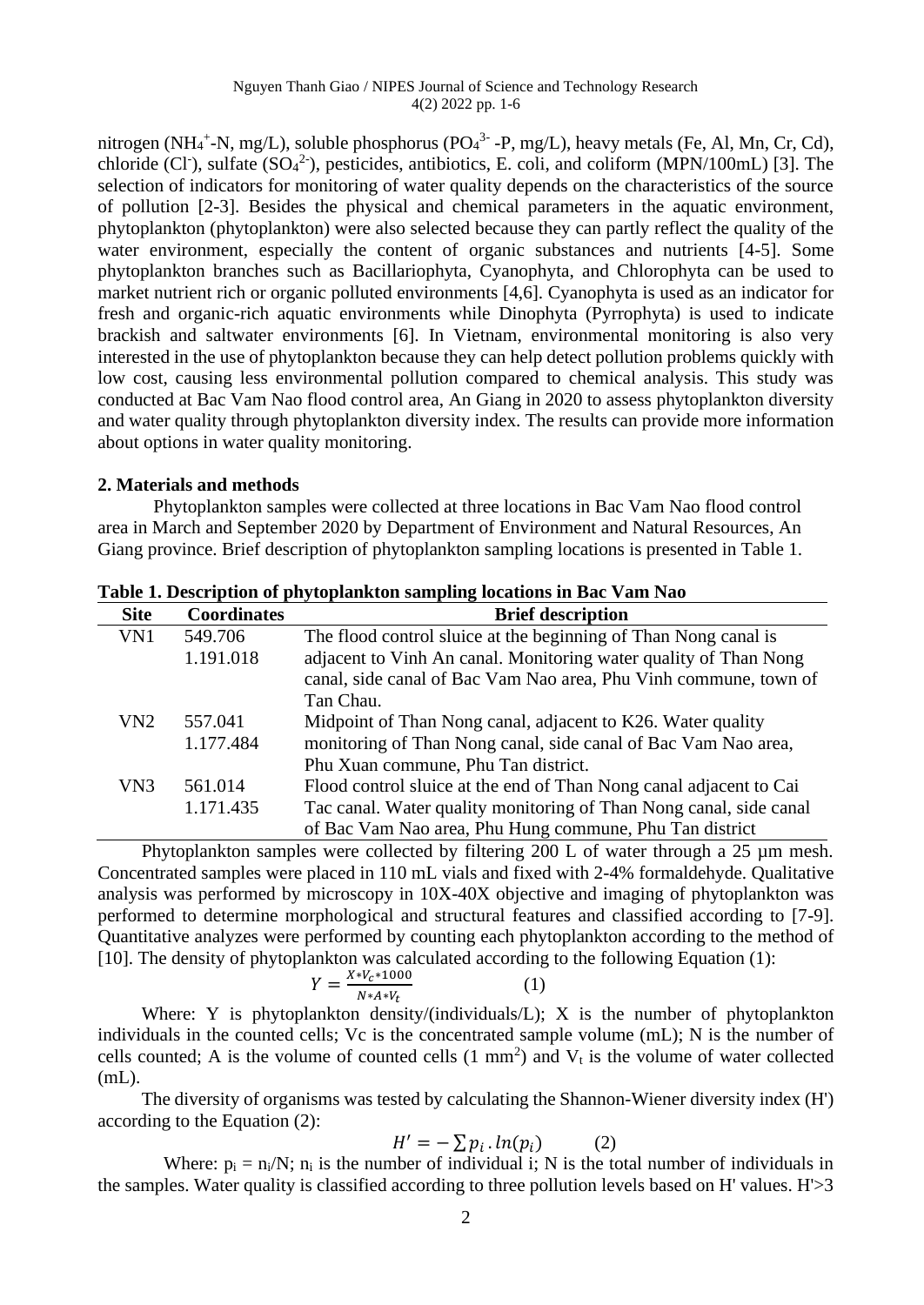nitrogen ($NH_4^+$-N, mg/L), soluble phosphorus ($PO_4^{3-}$ -P, mg/L), heavy metals (Fe, Al, Mn, Cr, Cd), chloride ($Cl^-$), sulfate ($SO_4^{2-}$), pesticides, antibiotics, E. coli, and coliform (MPN/100mL) [3]. The selection of indicators for monitoring of water quality depends on the characteristics of the source of pollution [2-3]. Besides the physical and chemical parameters in the aquatic environment, phytoplankton (phytoplankton) were also selected because they can partly reflect the quality of the water environment, especially the content of organic substances and nutrients [4-5]. Some phytoplankton branches such as Bacillariophyta, Cyanophyta, and Chlorophyta can be used to market nutrient rich or organic polluted environments [4,6]. Cyanophyta is used as an indicator for fresh and organic-rich aquatic environments while Dinophyta (Pyrrophyta) is used to indicate brackish and saltwater environments [6]. In Vietnam, environmental monitoring is also very interested in the use of phytoplankton because they can help detect pollution problems quickly with low cost, causing less environmental pollution compared to chemical analysis. This study was conducted at Bac Vam Nao flood control area, An Giang in 2020 to assess phytoplankton diversity and water quality through phytoplankton diversity index. The results can provide more information about options in water quality monitoring.

## 2. Materials and methods

Phytoplankton samples were collected at three locations in Bac Vam Nao flood control area in March and September 2020 by Department of Environment and Natural Resources, An Giang province. Brief description of phytoplankton sampling locations is presented in Table 1.

**Table 1. Description of phytoplankton sampling locations in Bac Vam Nao**

| Site | Coordinates | Brief description |
|---|---|---|
| VN1 | 549.706<br>1.191.018 | The flood control sluice at the beginning of Than Nong canal is adjacent to Vinh An canal. Monitoring water quality of Than Nong canal, side canal of Bac Vam Nao area, Phu Vinh commune, town of Tan Chau. |
| VN2 | 557.041<br>1.177.484 | Midpoint of Than Nong canal, adjacent to K26. Water quality monitoring of Than Nong canal, side canal of Bac Vam Nao area, Phu Xuan commune, Phu Tan district. |
| VN3 | 561.014<br>1.171.435 | Flood control sluice at the end of Than Nong canal adjacent to Cai Tac canal. Water quality monitoring of Than Nong canal, side canal of Bac Vam Nao area, Phu Hung commune, Phu Tan district |

Phytoplankton samples were collected by filtering 200 L of water through a 25 µm mesh. Concentrated samples were placed in 110 mL vials and fixed with 2-4% formaldehyde. Qualitative analysis was performed by microscopy in 10X-40X objective and imaging of phytoplankton was performed to determine morphological and structural features and classified according to [7-9]. Quantitative analyzes were performed by counting each phytoplankton according to the method of [10]. The density of phytoplankton was calculated according to the following Equation (1):

$$Y = \frac{X * V_c * 1000}{N * A * V_t} \qquad (1)$$

Where: Y is phytoplankton density/(individuals/L); X is the number of phytoplankton individuals in the counted cells; Vc is the concentrated sample volume (mL); N is the number of cells counted; A is the volume of counted cells (1 $mm^2$) and $V_t$ is the volume of water collected (mL).

The diversity of organisms was tested by calculating the Shannon-Wiener diversity index (H') according to the Equation (2):

$$H' = -\sum p_i \, . \, ln(p_i) \qquad (2)$$

Where: $p_i = n_i/N$; $n_i$ is the number of individual i; N is the total number of individuals in the samples. Water quality is classified according to three pollution levels based on H' values. H'>3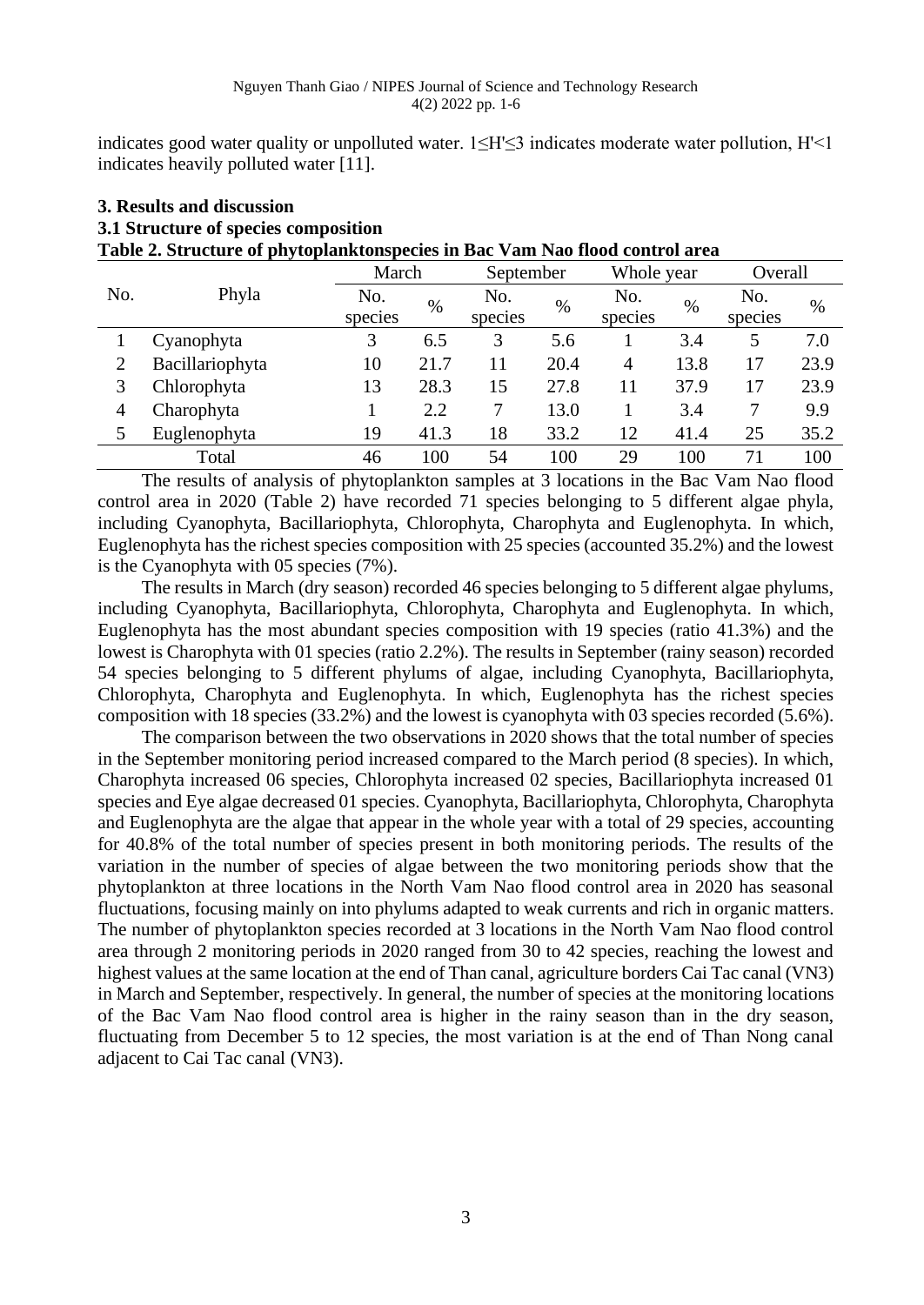indicates good water quality or unpolluted water. $1 \leq H' \leq 3$ indicates moderate water pollution, $H' < 1$ indicates heavily polluted water [11].

## 3. Results and discussion

### 3.1 Structure of species composition

**Table 2. Structure of phytoplanktonspecies in Bac Vam Nao flood control area**

| No. | Phyla | March | | September | | Whole year | | Overall | |
|---|---|---|---|---|---|---|---|---|---|
| | | No. species | % | No. species | % | No. species | % | No. species | % |
| 1 | Cyanophyta | 3 | 6.5 | 3 | 5.6 | 1 | 3.4 | 5 | 7.0 |
| 2 | Bacillariophyta | 10 | 21.7 | 11 | 20.4 | 4 | 13.8 | 17 | 23.9 |
| 3 | Chlorophyta | 13 | 28.3 | 15 | 27.8 | 11 | 37.9 | 17 | 23.9 |
| 4 | Charophyta | 1 | 2.2 | 7 | 13.0 | 1 | 3.4 | 7 | 9.9 |
| 5 | Euglenophyta | 19 | 41.3 | 18 | 33.2 | 12 | 41.4 | 25 | 35.2 |
| | Total | 46 | 100 | 54 | 100 | 29 | 100 | 71 | 100 |

The results of analysis of phytoplankton samples at 3 locations in the Bac Vam Nao flood control area in 2020 (Table 2) have recorded 71 species belonging to 5 different algae phyla, including Cyanophyta, Bacillariophyta, Chlorophyta, Charophyta and Euglenophyta. In which, Euglenophyta has the richest species composition with 25 species (accounted 35.2%) and the lowest is the Cyanophyta with 05 species (7%).

The results in March (dry season) recorded 46 species belonging to 5 different algae phylums, including Cyanophyta, Bacillariophyta, Chlorophyta, Charophyta and Euglenophyta. In which, Euglenophyta has the most abundant species composition with 19 species (ratio 41.3%) and the lowest is Charophyta with 01 species (ratio 2.2%). The results in September (rainy season) recorded 54 species belonging to 5 different phylums of algae, including Cyanophyta, Bacillariophyta, Chlorophyta, Charophyta and Euglenophyta. In which, Euglenophyta has the richest species composition with 18 species (33.2%) and the lowest is cyanophyta with 03 species recorded (5.6%).

The comparison between the two observations in 2020 shows that the total number of species in the September monitoring period increased compared to the March period (8 species). In which, Charophyta increased 06 species, Chlorophyta increased 02 species, Bacillariophyta increased 01 species and Eye algae decreased 01 species. Cyanophyta, Bacillariophyta, Chlorophyta, Charophyta and Euglenophyta are the algae that appear in the whole year with a total of 29 species, accounting for 40.8% of the total number of species present in both monitoring periods. The results of the variation in the number of species of algae between the two monitoring periods show that the phytoplankton at three locations in the North Vam Nao flood control area in 2020 has seasonal fluctuations, focusing mainly on into phylums adapted to weak currents and rich in organic matters. The number of phytoplankton species recorded at 3 locations in the North Vam Nao flood control area through 2 monitoring periods in 2020 ranged from 30 to 42 species, reaching the lowest and highest values at the same location at the end of Than canal, agriculture borders Cai Tac canal (VN3) in March and September, respectively. In general, the number of species at the monitoring locations of the Bac Vam Nao flood control area is higher in the rainy season than in the dry season, fluctuating from December 5 to 12 species, the most variation is at the end of Than Nong canal adjacent to Cai Tac canal (VN3).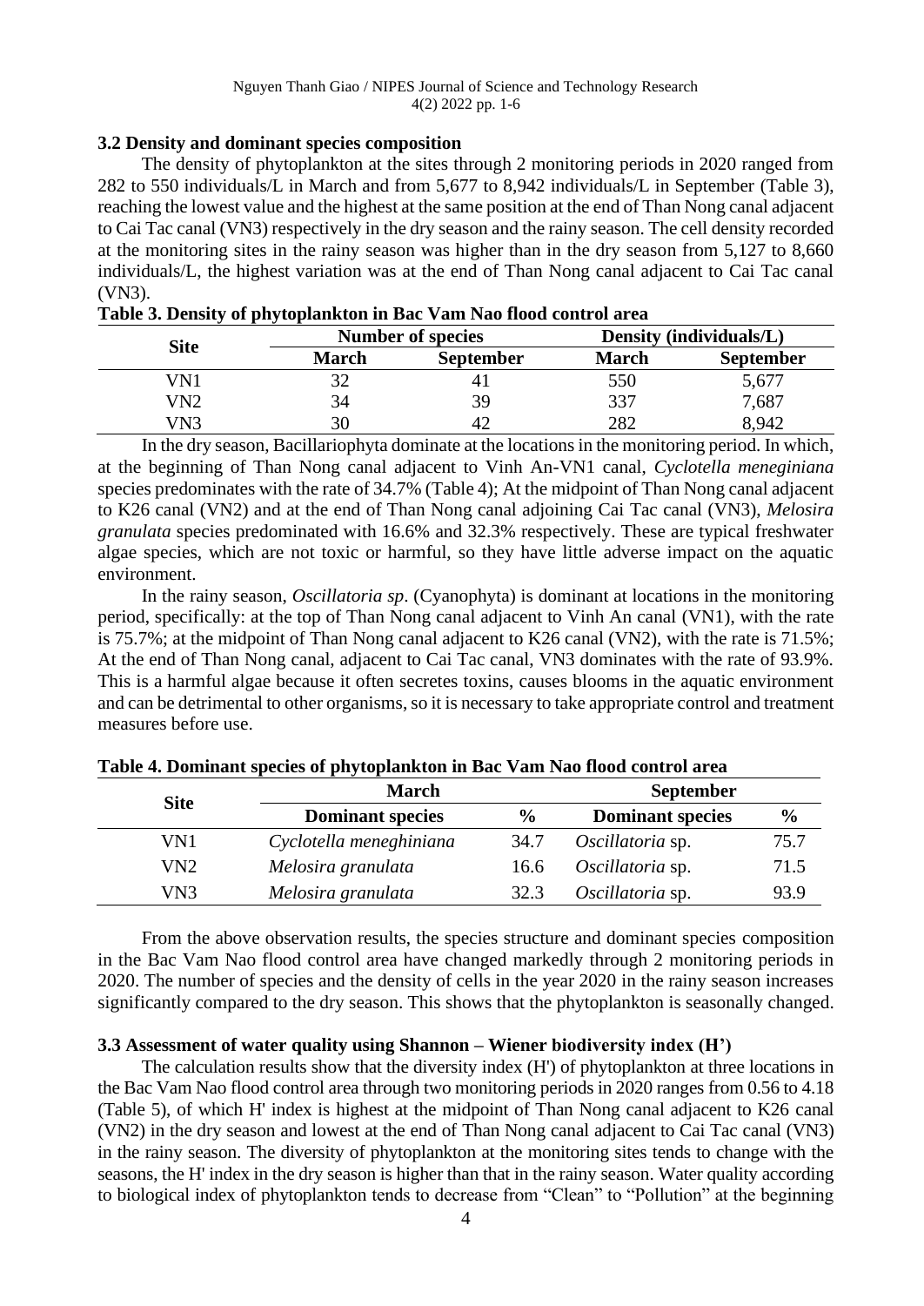### 3.2 Density and dominant species composition

The density of phytoplankton at the sites through 2 monitoring periods in 2020 ranged from 282 to 550 individuals/L in March and from 5,677 to 8,942 individuals/L in September (Table 3), reaching the lowest value and the highest at the same position at the end of Than Nong canal adjacent to Cai Tac canal (VN3) respectively in the dry season and the rainy season. The cell density recorded at the monitoring sites in the rainy season was higher than in the dry season from 5,127 to 8,660 individuals/L, the highest variation was at the end of Than Nong canal adjacent to Cai Tac canal (VN3).

**Table 3. Density of phytoplankton in Bac Vam Nao flood control area**

| Site | Number of species | | Density (individuals/L) | |
|---|---|---|---|---|
| | **March** | **September** | **March** | **September** |
| VN1 | 32 | 41 | 550 | 5,677 |
| VN2 | 34 | 39 | 337 | 7,687 |
| VN3 | 30 | 42 | 282 | 8,942 |

In the dry season, Bacillariophyta dominate at the locations in the monitoring period. In which, at the beginning of Than Nong canal adjacent to Vinh An-VN1 canal, *Cyclotella meneginiana* species predominates with the rate of 34.7% (Table 4); At the midpoint of Than Nong canal adjacent to K26 canal (VN2) and at the end of Than Nong canal adjoining Cai Tac canal (VN3), *Melosira granulata* species predominated with 16.6% and 32.3% respectively. These are typical freshwater algae species, which are not toxic or harmful, so they have little adverse impact on the aquatic environment.

In the rainy season, *Oscillatoria sp*. (Cyanophyta) is dominant at locations in the monitoring period, specifically: at the top of Than Nong canal adjacent to Vinh An canal (VN1), with the rate is 75.7%; at the midpoint of Than Nong canal adjacent to K26 canal (VN2), with the rate is 71.5%; At the end of Than Nong canal, adjacent to Cai Tac canal, VN3 dominates with the rate of 93.9%. This is a harmful algae because it often secretes toxins, causes blooms in the aquatic environment and can be detrimental to other organisms, so it is necessary to take appropriate control and treatment measures before use.

**Table 4. Dominant species of phytoplankton in Bac Vam Nao flood control area**

| Site | March | | September | |
|---|---|---|---|---|
| | **Dominant species** | **%** | **Dominant species** | **%** |
| VN1 | *Cyclotella meneghiniana* | 34.7 | *Oscillatoria* sp. | 75.7 |
| VN2 | *Melosira granulata* | 16.6 | *Oscillatoria* sp. | 71.5 |
| VN3 | *Melosira granulata* | 32.3 | *Oscillatoria* sp. | 93.9 |

From the above observation results, the species structure and dominant species composition in the Bac Vam Nao flood control area have changed markedly through 2 monitoring periods in 2020. The number of species and the density of cells in the year 2020 in the rainy season increases significantly compared to the dry season. This shows that the phytoplankton is seasonally changed.

### 3.3 Assessment of water quality using Shannon – Wiener biodiversity index (H')

The calculation results show that the diversity index (H') of phytoplankton at three locations in the Bac Vam Nao flood control area through two monitoring periods in 2020 ranges from 0.56 to 4.18 (Table 5), of which H' index is highest at the midpoint of Than Nong canal adjacent to K26 canal (VN2) in the dry season and lowest at the end of Than Nong canal adjacent to Cai Tac canal (VN3) in the rainy season. The diversity of phytoplankton at the monitoring sites tends to change with the seasons, the H' index in the dry season is higher than that in the rainy season. Water quality according to biological index of phytoplankton tends to decrease from "Clean" to "Pollution" at the beginning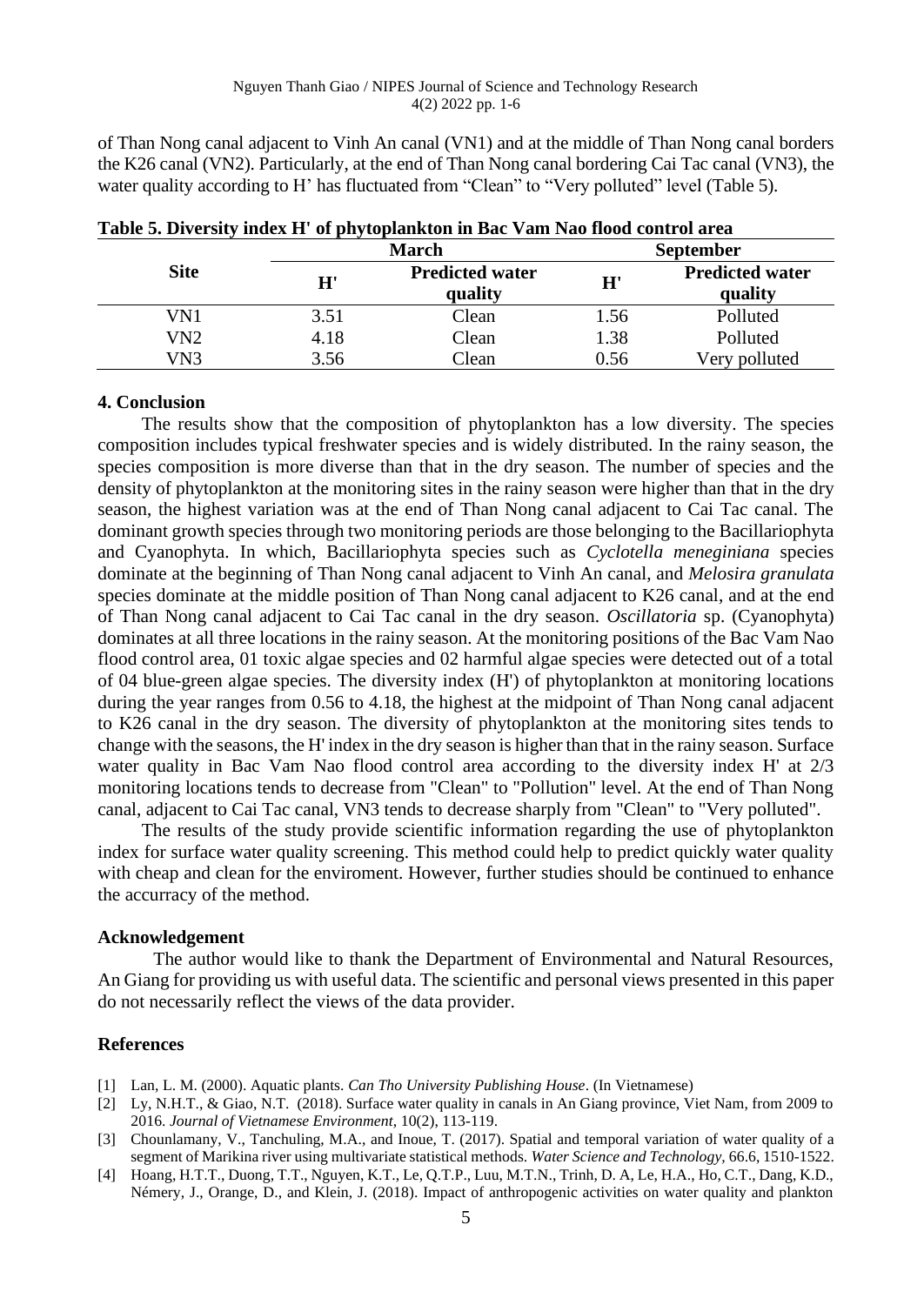of Than Nong canal adjacent to Vinh An canal (VN1) and at the middle of Than Nong canal borders the K26 canal (VN2). Particularly, at the end of Than Nong canal bordering Cai Tac canal (VN3), the water quality according to H' has fluctuated from "Clean" to "Very polluted" level (Table 5).

**Table 5. Diversity index H' of phytoplankton in Bac Vam Nao flood control area**

| Site | March | | September | |
|---|---|---|---|---|
| | **H'** | **Predicted water quality** | **H'** | **Predicted water quality** |
| VN1 | 3.51 | Clean | 1.56 | Polluted |
| VN2 | 4.18 | Clean | 1.38 | Polluted |
| VN3 | 3.56 | Clean | 0.56 | Very polluted |

## 4. Conclusion

The results show that the composition of phytoplankton has a low diversity. The species composition includes typical freshwater species and is widely distributed. In the rainy season, the species composition is more diverse than that in the dry season. The number of species and the density of phytoplankton at the monitoring sites in the rainy season were higher than that in the dry season, the highest variation was at the end of Than Nong canal adjacent to Cai Tac canal. The dominant growth species through two monitoring periods are those belonging to the Bacillariophyta and Cyanophyta. In which, Bacillariophyta species such as *Cyclotella meneginiana* species dominate at the beginning of Than Nong canal adjacent to Vinh An canal, and *Melosira granulata* species dominate at the middle position of Than Nong canal adjacent to K26 canal, and at the end of Than Nong canal adjacent to Cai Tac canal in the dry season. *Oscillatoria* sp. (Cyanophyta) dominates at all three locations in the rainy season. At the monitoring positions of the Bac Vam Nao flood control area, 01 toxic algae species and 02 harmful algae species were detected out of a total of 04 blue-green algae species. The diversity index (H') of phytoplankton at monitoring locations during the year ranges from 0.56 to 4.18, the highest at the midpoint of Than Nong canal adjacent to K26 canal in the dry season. The diversity of phytoplankton at the monitoring sites tends to change with the seasons, the H' index in the dry season is higher than that in the rainy season. Surface water quality in Bac Vam Nao flood control area according to the diversity index H' at 2/3 monitoring locations tends to decrease from "Clean" to "Pollution" level. At the end of Than Nong canal, adjacent to Cai Tac canal, VN3 tends to decrease sharply from "Clean" to "Very polluted".

The results of the study provide scientific information regarding the use of phytoplankton index for surface water quality screening. This method could help to predict quickly water quality with cheap and clean for the enviroment. However, further studies should be continued to enhance the accurracy of the method.

## Acknowledgement

The author would like to thank the Department of Environmental and Natural Resources, An Giang for providing us with useful data. The scientific and personal views presented in this paper do not necessarily reflect the views of the data provider.

## References

[1] Lan, L. M. (2000). Aquatic plants. *Can Tho University Publishing House*. (In Vietnamese)

[2] Ly, N.H.T., & Giao, N.T. (2018). Surface water quality in canals in An Giang province, Viet Nam, from 2009 to 2016. *Journal of Vietnamese Environment*, 10(2), 113-119.

[3] Chounlamany, V., Tanchuling, M.A., and Inoue, T. (2017). Spatial and temporal variation of water quality of a segment of Marikina river using multivariate statistical methods. *Water Science and Technology*, 66.6, 1510-1522.

[4] Hoang, H.T.T., Duong, T.T., Nguyen, K.T., Le, Q.T.P., Luu, M.T.N., Trinh, D. A, Le, H.A., Ho, C.T., Dang, K.D., Némery, J., Orange, D., and Klein, J. (2018). Impact of anthropogenic activities on water quality and plankton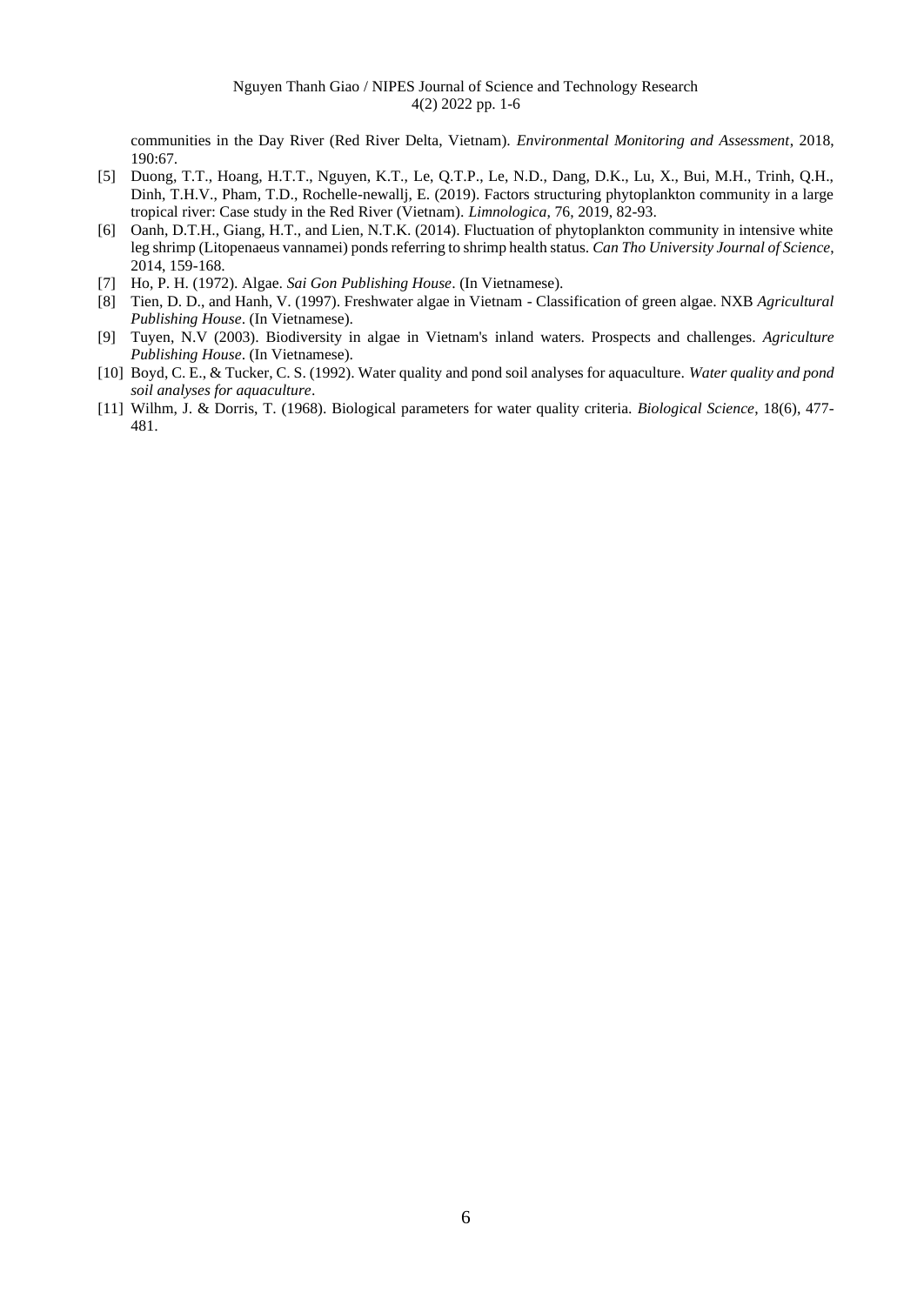communities in the Day River (Red River Delta, Vietnam). *Environmental Monitoring and Assessment*, 2018, 190:67.

[5] Duong, T.T., Hoang, H.T.T., Nguyen, K.T., Le, Q.T.P., Le, N.D., Dang, D.K., Lu, X., Bui, M.H., Trinh, Q.H., Dinh, T.H.V., Pham, T.D., Rochelle-newallj, E. (2019). Factors structuring phytoplankton community in a large tropical river: Case study in the Red River (Vietnam). *Limnologica*, 76, 2019, 82-93.

[6] Oanh, D.T.H., Giang, H.T., and Lien, N.T.K. (2014). Fluctuation of phytoplankton community in intensive white leg shrimp (Litopenaeus vannamei) ponds referring to shrimp health status. *Can Tho University Journal of Science*, 2014, 159-168.

[7] Ho, P. H. (1972). Algae. *Sai Gon Publishing House*. (In Vietnamese).

[8] Tien, D. D., and Hanh, V. (1997). Freshwater algae in Vietnam - Classification of green algae. NXB *Agricultural Publishing House*. (In Vietnamese).

[9] Tuyen, N.V (2003). Biodiversity in algae in Vietnam's inland waters. Prospects and challenges. *Agriculture Publishing House*. (In Vietnamese).

[10] Boyd, C. E., & Tucker, C. S. (1992). Water quality and pond soil analyses for aquaculture. *Water quality and pond soil analyses for aquaculture*.

[11] Wilhm, J. & Dorris, T. (1968). Biological parameters for water quality criteria. *Biological Science*, 18(6), 477-481.